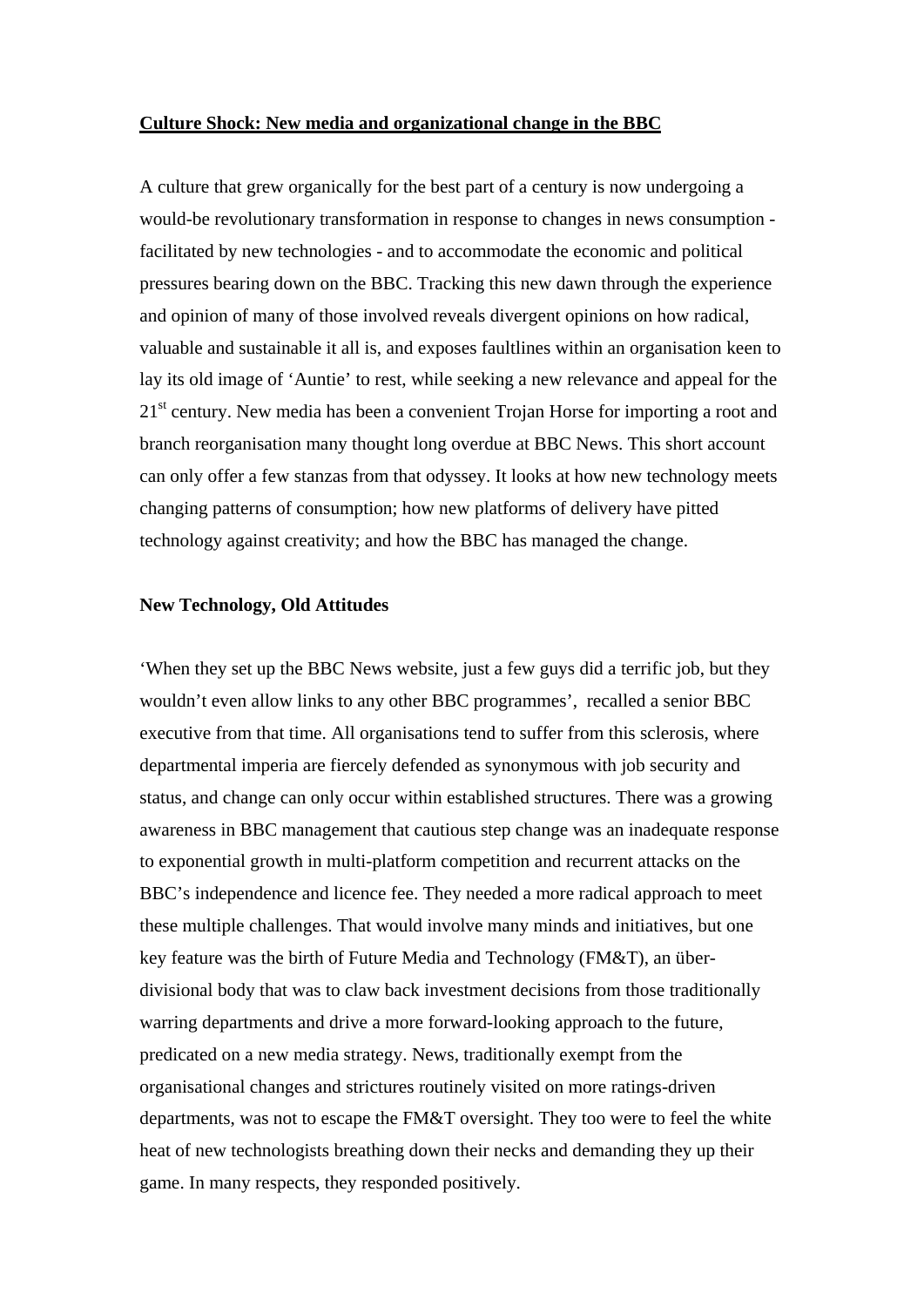# Culture Shock: New media and organizational change in the BBC

A culture that grew organically for the best part of a century is now undergoing a would-be revolutionary transformation in response to changes in news consumption - facilitated by new technologies - and to accommodate the economic and political pressures bearing down on the BBC. Tracking this new dawn through the experience and opinion of many of those involved reveals divergent opinions on how radical, valuable and sustainable it all is, and exposes faultlines within an organisation keen to lay its old image of 'Auntie' to rest, while seeking a new relevance and appeal for the 21st century. New media has been a convenient Trojan Horse for importing a root and branch reorganisation many thought long overdue at BBC News. This short account can only offer a few stanzas from that odyssey. It looks at how new technology meets changing patterns of consumption; how new platforms of delivery have pitted technology against creativity; and how the BBC has managed the change.

## New Technology, Old Attitudes

'When they set up the BBC News website, just a few guys did a terrific job, but they wouldn't even allow links to any other BBC programmes', recalled a senior BBC executive from that time. All organisations tend to suffer from this sclerosis, where departmental imperia are fiercely defended as synonymous with job security and status, and change can only occur within established structures. There was a growing awareness in BBC management that cautious step change was an inadequate response to exponential growth in multi-platform competition and recurrent attacks on the BBC's independence and licence fee. They needed a more radical approach to meet these multiple challenges. That would involve many minds and initiatives, but one key feature was the birth of Future Media and Technology (FM&T), an über-divisional body that was to claw back investment decisions from those traditionally warring departments and drive a more forward-looking approach to the future, predicated on a new media strategy. News, traditionally exempt from the organisational changes and strictures routinely visited on more ratings-driven departments, was not to escape the FM&T oversight. They too were to feel the white heat of new technologists breathing down their necks and demanding they up their game. In many respects, they responded positively.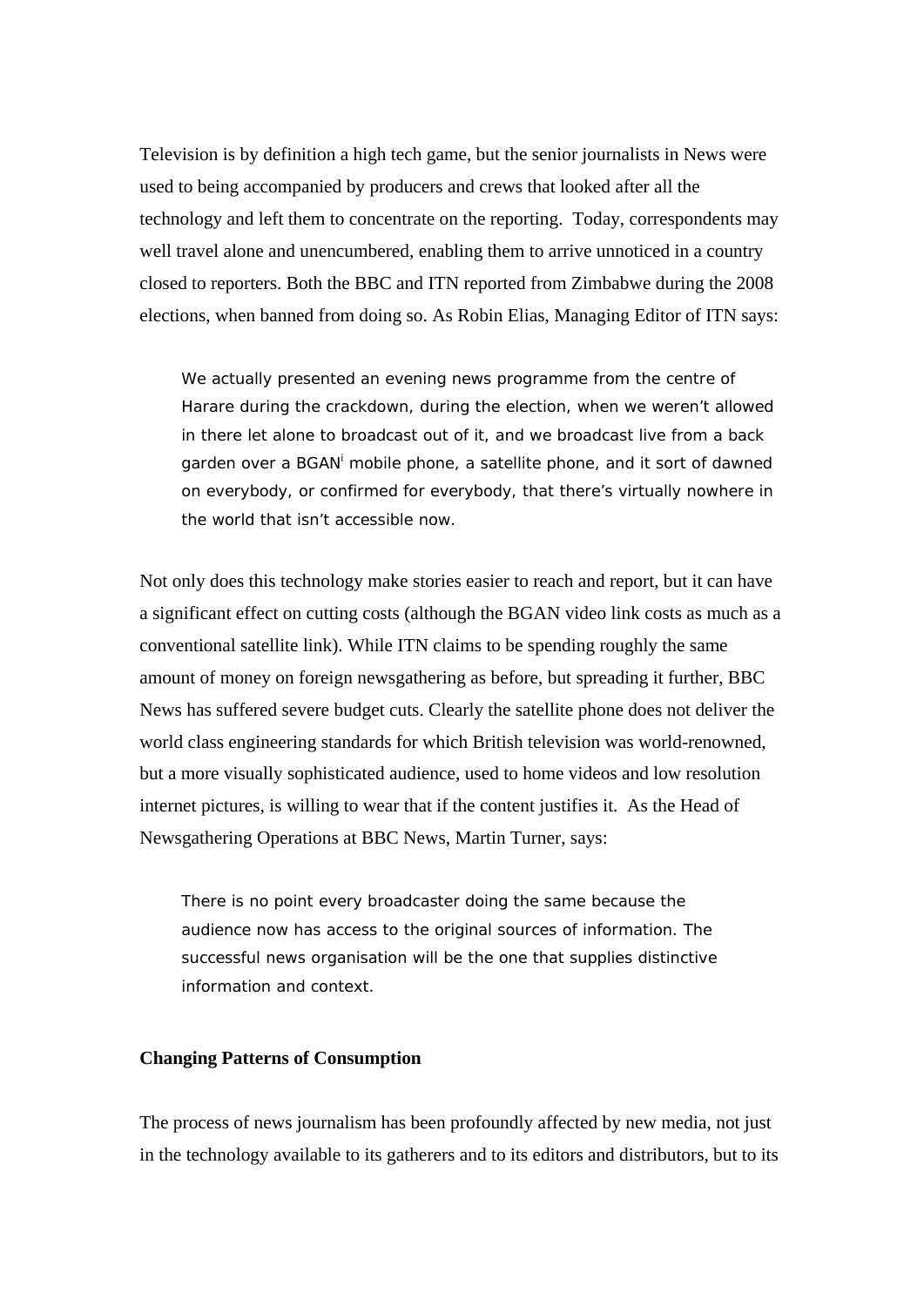Television is by definition a high tech game, but the senior journalists in News were used to being accompanied by producers and crews that looked after all the technology and left them to concentrate on the reporting. Today, correspondents may well travel alone and unencumbered, enabling them to arrive unnoticed in a country closed to reporters. Both the BBC and ITN reported from Zimbabwe during the 2008 elections, when banned from doing so. As Robin Elias, Managing Editor of ITN says:

> We actually presented an evening news programme from the centre of Harare during the crackdown, during the election, when we weren't allowed in there let alone to broadcast out of it, and we broadcast live from a back garden over a BGAN[i] mobile phone, a satellite phone, and it sort of dawned on everybody, or confirmed for everybody, that there's virtually nowhere in the world that isn't accessible now.

Not only does this technology make stories easier to reach and report, but it can have a significant effect on cutting costs (although the BGAN video link costs as much as a conventional satellite link). While ITN claims to be spending roughly the same amount of money on foreign newsgathering as before, but spreading it further, BBC News has suffered severe budget cuts. Clearly the satellite phone does not deliver the world class engineering standards for which British television was world-renowned, but a more visually sophisticated audience, used to home videos and low resolution internet pictures, is willing to wear that if the content justifies it. As the Head of Newsgathering Operations at BBC News, Martin Turner, says:

> There is no point every broadcaster doing the same because the audience now has access to the original sources of information. The successful news organisation will be the one that supplies distinctive information and context.

**Changing Patterns of Consumption**

The process of news journalism has been profoundly affected by new media, not just in the technology available to its gatherers and to its editors and distributors, but to its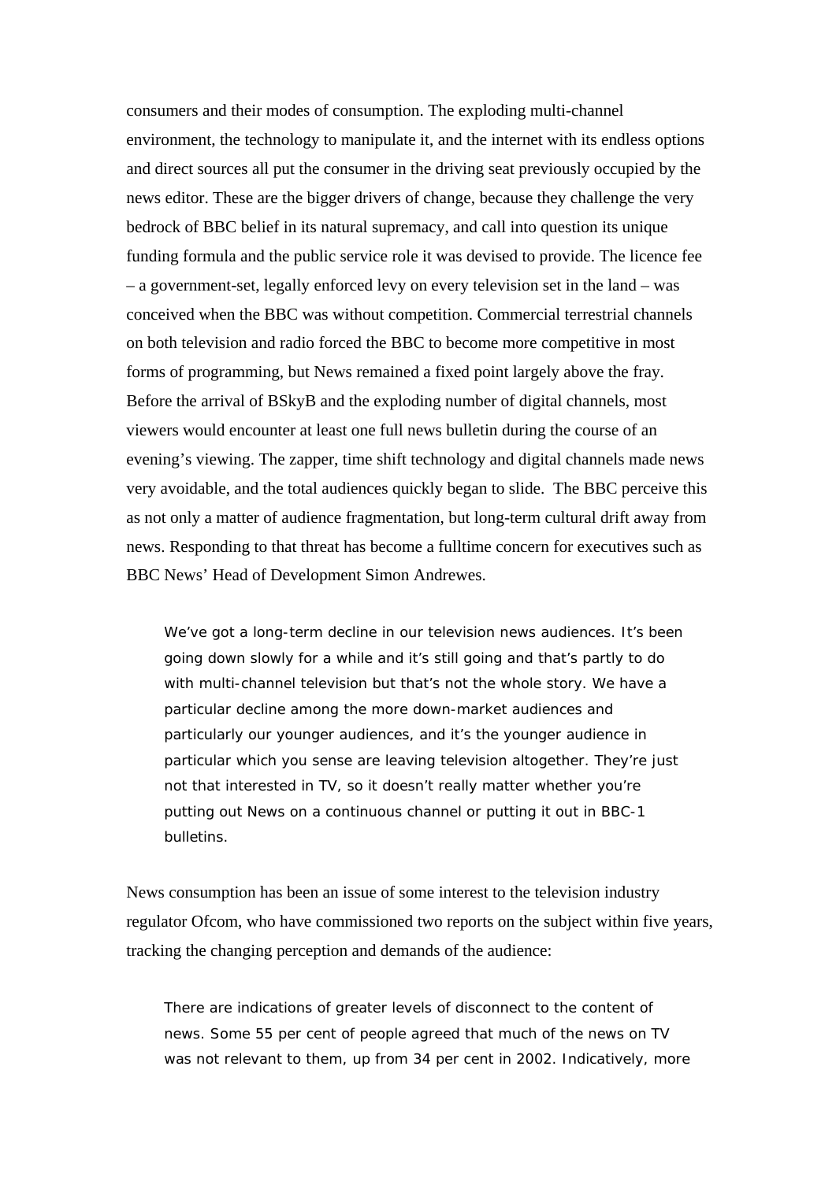consumers and their modes of consumption. The exploding multi-channel environment, the technology to manipulate it, and the internet with its endless options and direct sources all put the consumer in the driving seat previously occupied by the news editor. These are the bigger drivers of change, because they challenge the very bedrock of BBC belief in its natural supremacy, and call into question its unique funding formula and the public service role it was devised to provide. The licence fee – a government-set, legally enforced levy on every television set in the land – was conceived when the BBC was without competition. Commercial terrestrial channels on both television and radio forced the BBC to become more competitive in most forms of programming, but News remained a fixed point largely above the fray. Before the arrival of BSkyB and the exploding number of digital channels, most viewers would encounter at least one full news bulletin during the course of an evening's viewing. The zapper, time shift technology and digital channels made news very avoidable, and the total audiences quickly began to slide. The BBC perceive this as not only a matter of audience fragmentation, but long-term cultural drift away from news. Responding to that threat has become a fulltime concern for executives such as BBC News' Head of Development Simon Andrewes.

> We've got a long-term decline in our television news audiences. It's been going down slowly for a while and it's still going and that's partly to do with multi-channel television but that's not the whole story. We have a particular decline among the more down-market audiences and particularly our younger audiences, and it's the younger audience in particular which you sense are leaving television altogether. They're just not that interested in TV, so it doesn't really matter whether you're putting out News on a continuous channel or putting it out in BBC-1 bulletins.

News consumption has been an issue of some interest to the television industry regulator Ofcom, who have commissioned two reports on the subject within five years, tracking the changing perception and demands of the audience:

> There are indications of greater levels of disconnect to the content of news. Some 55 per cent of people agreed that much of the news on TV was not relevant to them, up from 34 per cent in 2002. Indicatively, more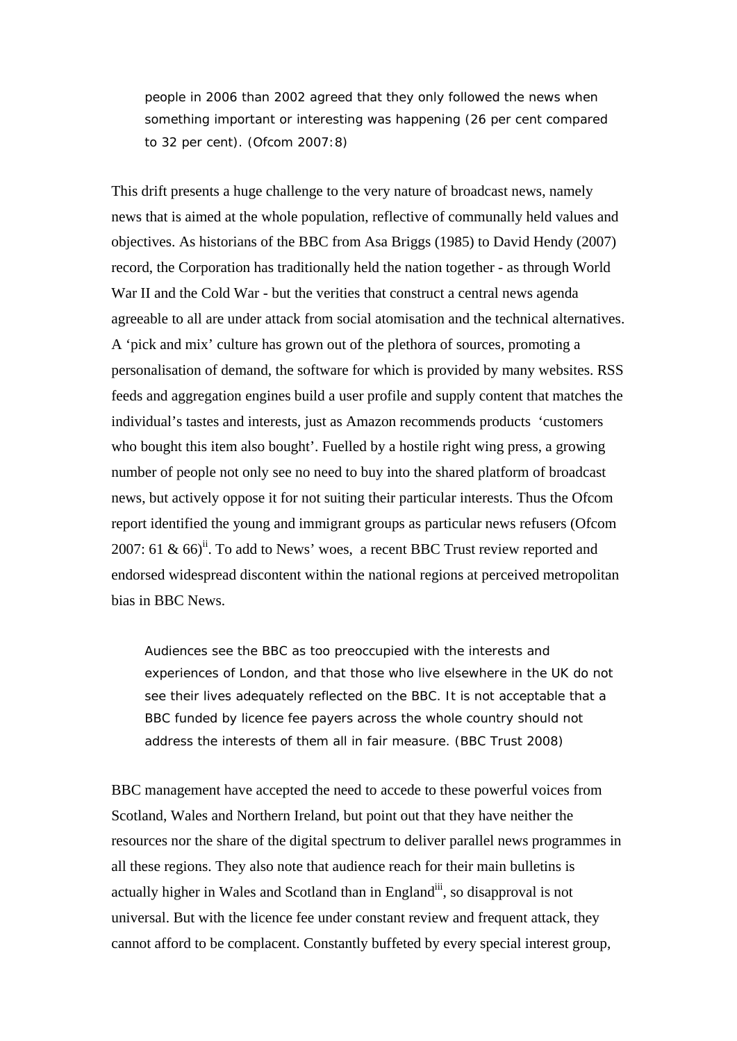> people in 2006 than 2002 agreed that they only followed the news when something important or interesting was happening (26 per cent compared to 32 per cent). (Ofcom 2007:8)

This drift presents a huge challenge to the very nature of broadcast news, namely news that is aimed at the whole population, reflective of communally held values and objectives. As historians of the BBC from Asa Briggs (1985) to David Hendy (2007) record, the Corporation has traditionally held the nation together - as through World War II and the Cold War - but the verities that construct a central news agenda agreeable to all are under attack from social atomisation and the technical alternatives. A 'pick and mix' culture has grown out of the plethora of sources, promoting a personalisation of demand, the software for which is provided by many websites. RSS feeds and aggregation engines build a user profile and supply content that matches the individual's tastes and interests, just as Amazon recommends products 'customers who bought this item also bought'. Fuelled by a hostile right wing press, a growing number of people not only see no need to buy into the shared platform of broadcast news, but actively oppose it for not suiting their particular interests. Thus the Ofcom report identified the young and immigrant groups as particular news refusers (Ofcom 2007: 61 & 66)[ii]. To add to News' woes, a recent BBC Trust review reported and endorsed widespread discontent within the national regions at perceived metropolitan bias in BBC News.

> Audiences see the BBC as too preoccupied with the interests and experiences of London, and that those who live elsewhere in the UK do not see their lives adequately reflected on the BBC. It is not acceptable that a BBC funded by licence fee payers across the whole country should not address the interests of them all in fair measure. (BBC Trust 2008)

BBC management have accepted the need to accede to these powerful voices from Scotland, Wales and Northern Ireland, but point out that they have neither the resources nor the share of the digital spectrum to deliver parallel news programmes in all these regions. They also note that audience reach for their main bulletins is actually higher in Wales and Scotland than in England[iii], so disapproval is not universal. But with the licence fee under constant review and frequent attack, they cannot afford to be complacent. Constantly buffeted by every special interest group,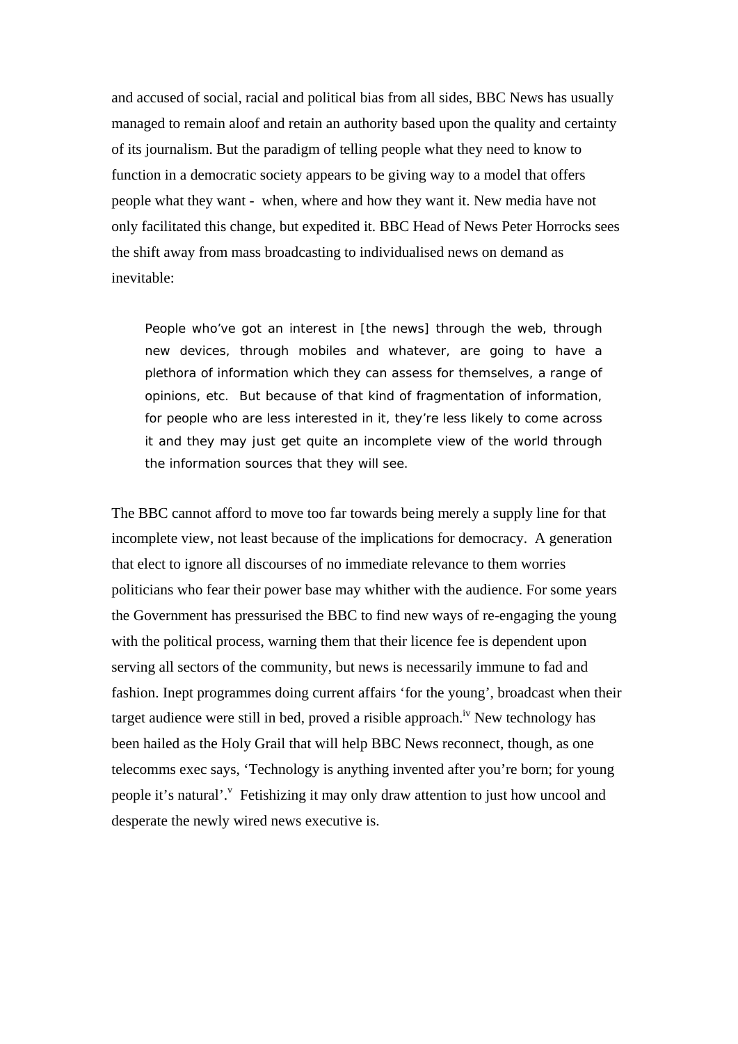and accused of social, racial and political bias from all sides, BBC News has usually managed to remain aloof and retain an authority based upon the quality and certainty of its journalism. But the paradigm of telling people what they need to know to function in a democratic society appears to be giving way to a model that offers people what they want - when, where and how they want it. New media have not only facilitated this change, but expedited it. BBC Head of News Peter Horrocks sees the shift away from mass broadcasting to individualised news on demand as inevitable:

> People who've got an interest in [the news] through the web, through new devices, through mobiles and whatever, are going to have a plethora of information which they can assess for themselves, a range of opinions, etc. But because of that kind of fragmentation of information, for people who are less interested in it, they're less likely to come across it and they may just get quite an incomplete view of the world through the information sources that they will see.

The BBC cannot afford to move too far towards being merely a supply line for that incomplete view, not least because of the implications for democracy. A generation that elect to ignore all discourses of no immediate relevance to them worries politicians who fear their power base may whither with the audience. For some years the Government has pressurised the BBC to find new ways of re-engaging the young with the political process, warning them that their licence fee is dependent upon serving all sectors of the community, but news is necessarily immune to fad and fashion. Inept programmes doing current affairs 'for the young', broadcast when their target audience were still in bed, proved a risible approach.[iv] New technology has been hailed as the Holy Grail that will help BBC News reconnect, though, as one telecomms exec says, 'Technology is anything invented after you're born; for young people it's natural'.[v] Fetishizing it may only draw attention to just how uncool and desperate the newly wired news executive is.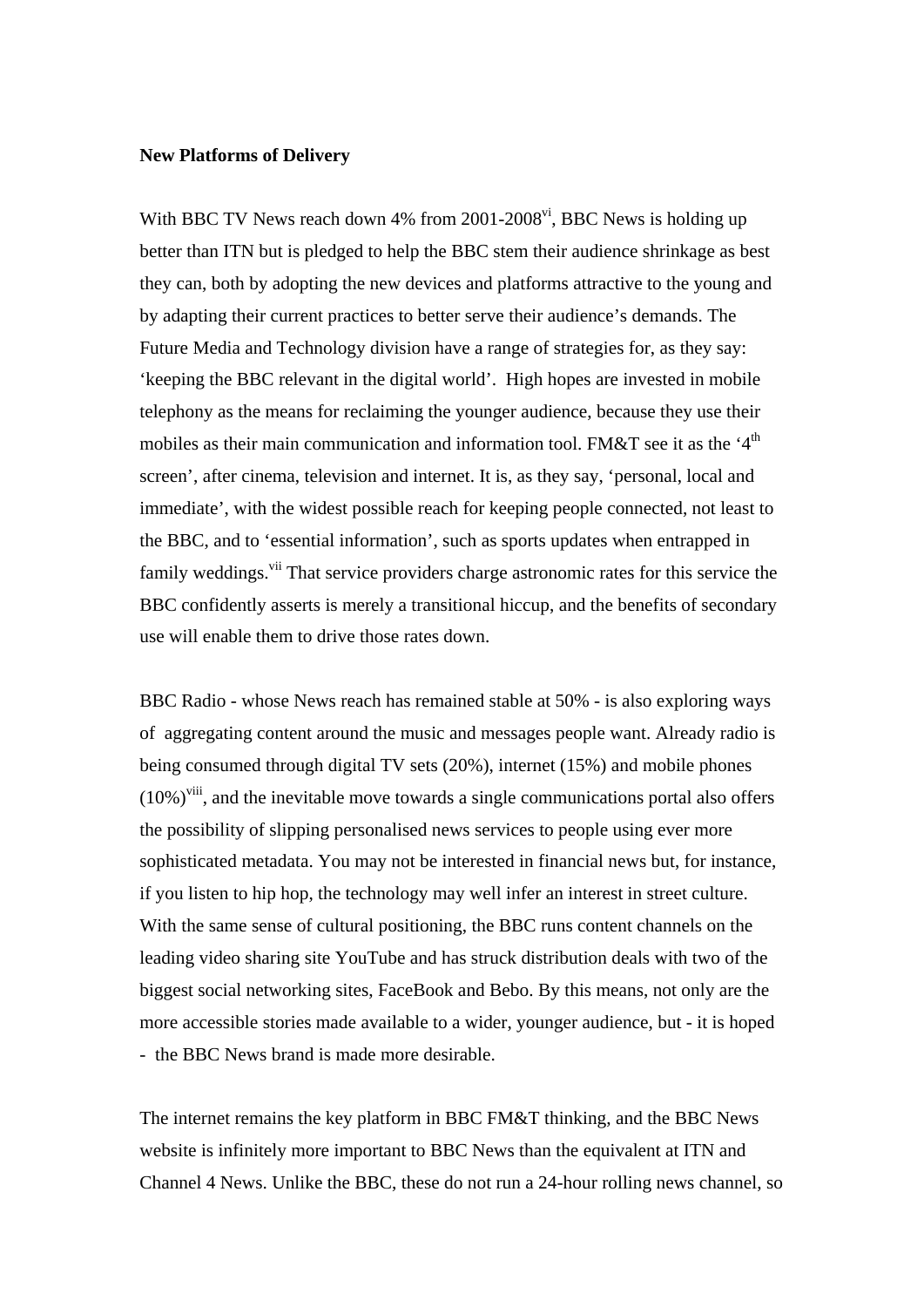**New Platforms of Delivery**

With BBC TV News reach down 4% from 2001-2008[vi], BBC News is holding up better than ITN but is pledged to help the BBC stem their audience shrinkage as best they can, both by adopting the new devices and platforms attractive to the young and by adapting their current practices to better serve their audience's demands. The Future Media and Technology division have a range of strategies for, as they say: 'keeping the BBC relevant in the digital world'. High hopes are invested in mobile telephony as the means for reclaiming the younger audience, because they use their mobiles as their main communication and information tool. FM&T see it as the '4th screen', after cinema, television and internet. It is, as they say, 'personal, local and immediate', with the widest possible reach for keeping people connected, not least to the BBC, and to 'essential information', such as sports updates when entrapped in family weddings.[vii] That service providers charge astronomic rates for this service the BBC confidently asserts is merely a transitional hiccup, and the benefits of secondary use will enable them to drive those rates down.

BBC Radio - whose News reach has remained stable at 50% - is also exploring ways of aggregating content around the music and messages people want. Already radio is being consumed through digital TV sets (20%), internet (15%) and mobile phones (10%)[viii], and the inevitable move towards a single communications portal also offers the possibility of slipping personalised news services to people using ever more sophisticated metadata. You may not be interested in financial news but, for instance, if you listen to hip hop, the technology may well infer an interest in street culture. With the same sense of cultural positioning, the BBC runs content channels on the leading video sharing site YouTube and has struck distribution deals with two of the biggest social networking sites, FaceBook and Bebo. By this means, not only are the more accessible stories made available to a wider, younger audience, but - it is hoped - the BBC News brand is made more desirable.

The internet remains the key platform in BBC FM&T thinking, and the BBC News website is infinitely more important to BBC News than the equivalent at ITN and Channel 4 News. Unlike the BBC, these do not run a 24-hour rolling news channel, so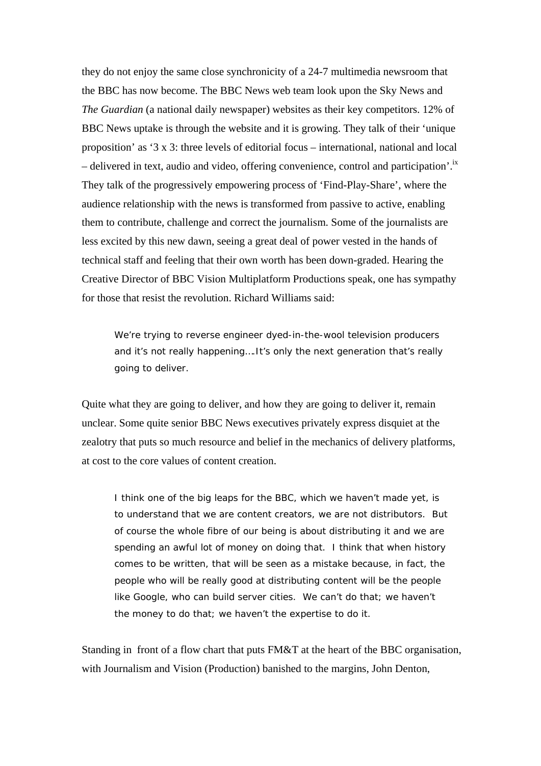they do not enjoy the same close synchronicity of a 24-7 multimedia newsroom that the BBC has now become. The BBC News web team look upon the Sky News and *The Guardian* (a national daily newspaper) websites as their key competitors. 12% of BBC News uptake is through the website and it is growing. They talk of their 'unique proposition' as '3 x 3: three levels of editorial focus – international, national and local – delivered in text, audio and video, offering convenience, control and participation'.[ix] They talk of the progressively empowering process of 'Find-Play-Share', where the audience relationship with the news is transformed from passive to active, enabling them to contribute, challenge and correct the journalism. Some of the journalists are less excited by this new dawn, seeing a great deal of power vested in the hands of technical staff and feeling that their own worth has been down-graded. Hearing the Creative Director of BBC Vision Multiplatform Productions speak, one has sympathy for those that resist the revolution. Richard Williams said:

> We're trying to reverse engineer dyed-in-the-wool television producers and it's not really happening….It's only the next generation that's really going to deliver.

Quite what they are going to deliver, and how they are going to deliver it, remain unclear. Some quite senior BBC News executives privately express disquiet at the zealotry that puts so much resource and belief in the mechanics of delivery platforms, at cost to the core values of content creation.

> I think one of the big leaps for the BBC, which we haven't made yet, is to understand that we are content creators, we are not distributors. But of course the whole fibre of our being is about distributing it and we are spending an awful lot of money on doing that. I think that when history comes to be written, that will be seen as a mistake because, in fact, the people who will be really good at distributing content will be the people like Google, who can build server cities. We can't do that; we haven't the money to do that; we haven't the expertise to do it.

Standing in front of a flow chart that puts FM&T at the heart of the BBC organisation, with Journalism and Vision (Production) banished to the margins, John Denton,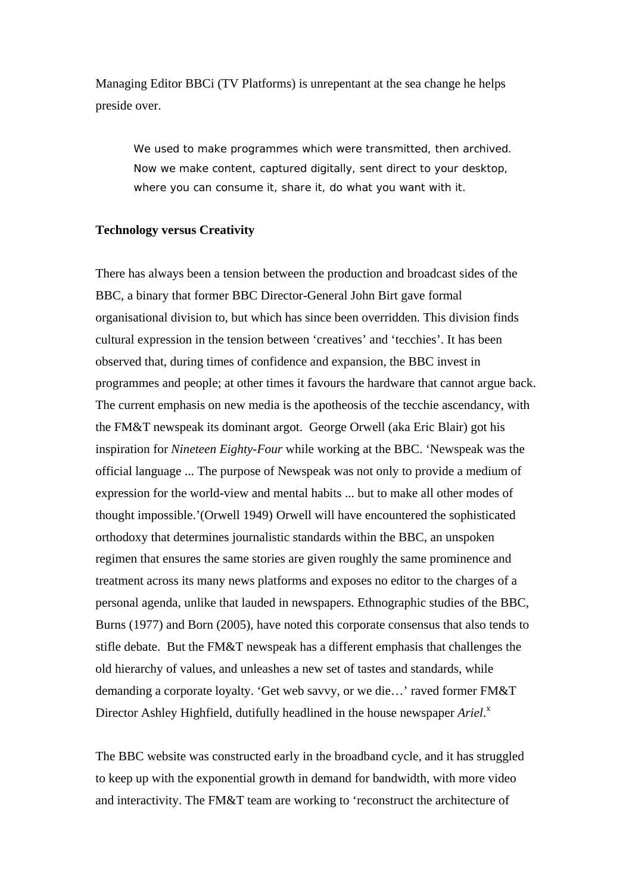Managing Editor BBCi (TV Platforms) is unrepentant at the sea change he helps preside over.

> We used to make programmes which were transmitted, then archived. Now we make content, captured digitally, sent direct to your desktop, where you can consume it, share it, do what you want with it.

**Technology versus Creativity**

There has always been a tension between the production and broadcast sides of the BBC, a binary that former BBC Director-General John Birt gave formal organisational division to, but which has since been overridden. This division finds cultural expression in the tension between 'creatives' and 'tecchies'. It has been observed that, during times of confidence and expansion, the BBC invest in programmes and people; at other times it favours the hardware that cannot argue back. The current emphasis on new media is the apotheosis of the tecchie ascendancy, with the FM&T newspeak its dominant argot. George Orwell (aka Eric Blair) got his inspiration for *Nineteen Eighty-Four* while working at the BBC. 'Newspeak was the official language ... The purpose of Newspeak was not only to provide a medium of expression for the world-view and mental habits ... but to make all other modes of thought impossible.'(Orwell 1949) Orwell will have encountered the sophisticated orthodoxy that determines journalistic standards within the BBC, an unspoken regimen that ensures the same stories are given roughly the same prominence and treatment across its many news platforms and exposes no editor to the charges of a personal agenda, unlike that lauded in newspapers. Ethnographic studies of the BBC, Burns (1977) and Born (2005), have noted this corporate consensus that also tends to stifle debate. But the FM&T newspeak has a different emphasis that challenges the old hierarchy of values, and unleashes a new set of tastes and standards, while demanding a corporate loyalty. 'Get web savvy, or we die…' raved former FM&T Director Ashley Highfield, dutifully headlined in the house newspaper *Ariel*.[x]

The BBC website was constructed early in the broadband cycle, and it has struggled to keep up with the exponential growth in demand for bandwidth, with more video and interactivity. The FM&T team are working to 'reconstruct the architecture of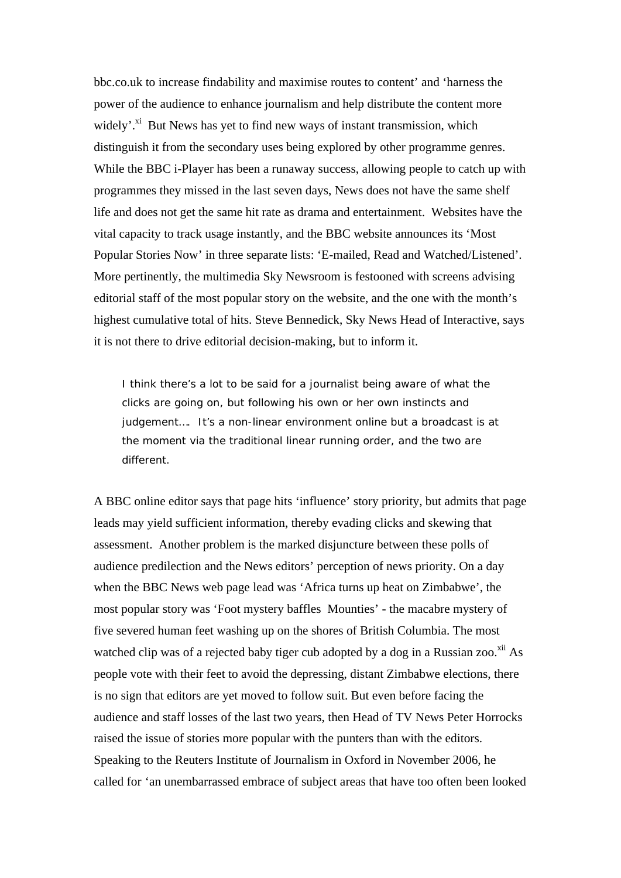bbc.co.uk to increase findability and maximise routes to content' and 'harness the power of the audience to enhance journalism and help distribute the content more widely'.[xi] But News has yet to find new ways of instant transmission, which distinguish it from the secondary uses being explored by other programme genres. While the BBC i-Player has been a runaway success, allowing people to catch up with programmes they missed in the last seven days, News does not have the same shelf life and does not get the same hit rate as drama and entertainment. Websites have the vital capacity to track usage instantly, and the BBC website announces its 'Most Popular Stories Now' in three separate lists: 'E-mailed, Read and Watched/Listened'. More pertinently, the multimedia Sky Newsroom is festooned with screens advising editorial staff of the most popular story on the website, and the one with the month's highest cumulative total of hits. Steve Bennedick, Sky News Head of Interactive, says it is not there to drive editorial decision-making, but to inform it.

> I think there's a lot to be said for a journalist being aware of what the clicks are going on, but following his own or her own instincts and judgement…. It's a non-linear environment online but a broadcast is at the moment via the traditional linear running order, and the two are different.

A BBC online editor says that page hits 'influence' story priority, but admits that page leads may yield sufficient information, thereby evading clicks and skewing that assessment. Another problem is the marked disjuncture between these polls of audience predilection and the News editors' perception of news priority. On a day when the BBC News web page lead was 'Africa turns up heat on Zimbabwe', the most popular story was 'Foot mystery baffles Mounties' - the macabre mystery of five severed human feet washing up on the shores of British Columbia. The most watched clip was of a rejected baby tiger cub adopted by a dog in a Russian zoo.[xii] As people vote with their feet to avoid the depressing, distant Zimbabwe elections, there is no sign that editors are yet moved to follow suit. But even before facing the audience and staff losses of the last two years, then Head of TV News Peter Horrocks raised the issue of stories more popular with the punters than with the editors. Speaking to the Reuters Institute of Journalism in Oxford in November 2006, he called for 'an unembarrassed embrace of subject areas that have too often been looked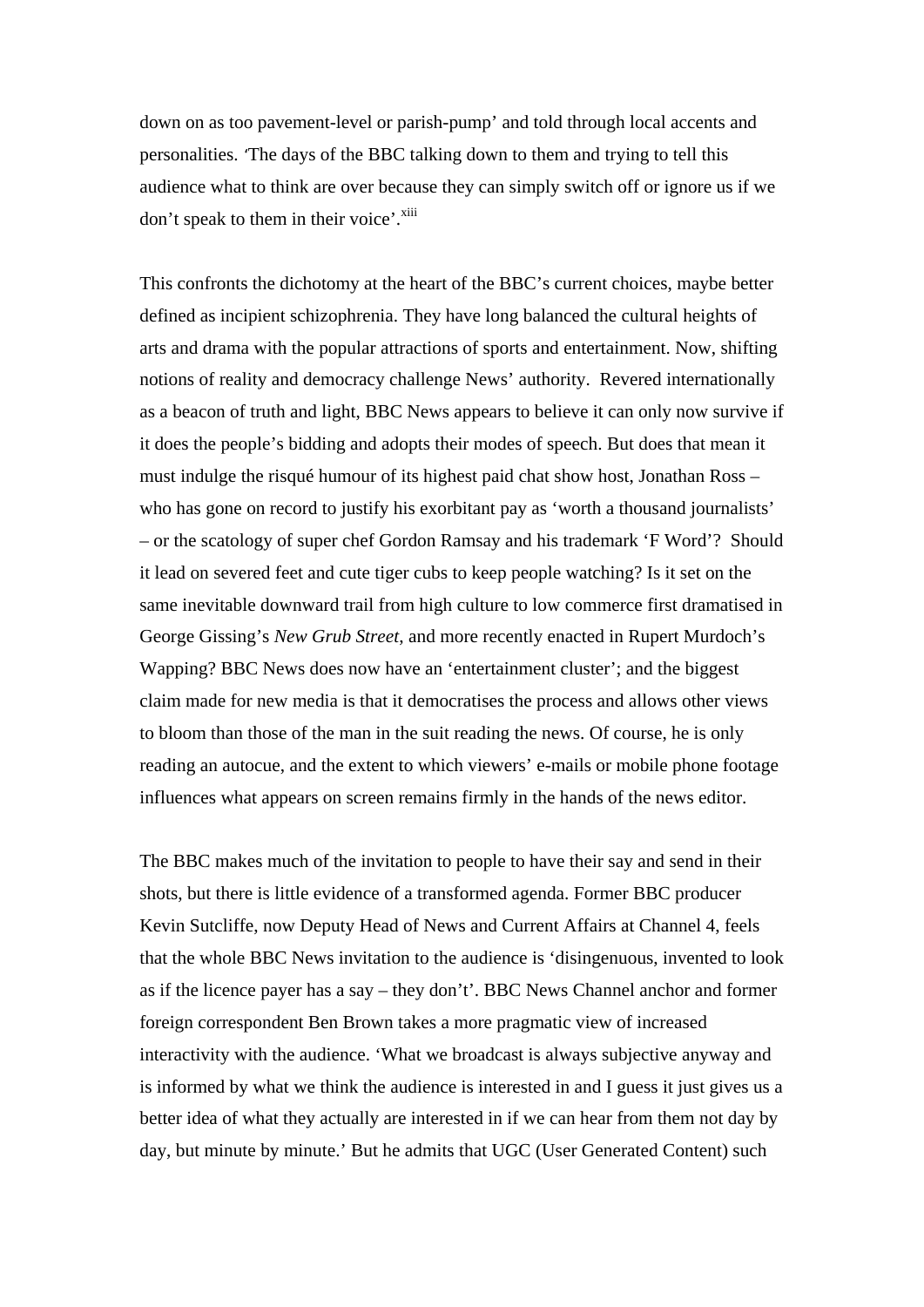down on as too pavement-level or parish-pump' and told through local accents and personalities. 'The days of the BBC talking down to them and trying to tell this audience what to think are over because they can simply switch off or ignore us if we don't speak to them in their voice'.[xiii]

This confronts the dichotomy at the heart of the BBC's current choices, maybe better defined as incipient schizophrenia. They have long balanced the cultural heights of arts and drama with the popular attractions of sports and entertainment. Now, shifting notions of reality and democracy challenge News' authority. Revered internationally as a beacon of truth and light, BBC News appears to believe it can only now survive if it does the people's bidding and adopts their modes of speech. But does that mean it must indulge the risqué humour of its highest paid chat show host, Jonathan Ross – who has gone on record to justify his exorbitant pay as 'worth a thousand journalists' – or the scatology of super chef Gordon Ramsay and his trademark 'F Word'? Should it lead on severed feet and cute tiger cubs to keep people watching? Is it set on the same inevitable downward trail from high culture to low commerce first dramatised in George Gissing's *New Grub Street*, and more recently enacted in Rupert Murdoch's Wapping? BBC News does now have an 'entertainment cluster'; and the biggest claim made for new media is that it democratises the process and allows other views to bloom than those of the man in the suit reading the news. Of course, he is only reading an autocue, and the extent to which viewers' e-mails or mobile phone footage influences what appears on screen remains firmly in the hands of the news editor.

The BBC makes much of the invitation to people to have their say and send in their shots, but there is little evidence of a transformed agenda. Former BBC producer Kevin Sutcliffe, now Deputy Head of News and Current Affairs at Channel 4, feels that the whole BBC News invitation to the audience is 'disingenuous, invented to look as if the licence payer has a say – they don't'. BBC News Channel anchor and former foreign correspondent Ben Brown takes a more pragmatic view of increased interactivity with the audience. 'What we broadcast is always subjective anyway and is informed by what we think the audience is interested in and I guess it just gives us a better idea of what they actually are interested in if we can hear from them not day by day, but minute by minute.' But he admits that UGC (User Generated Content) such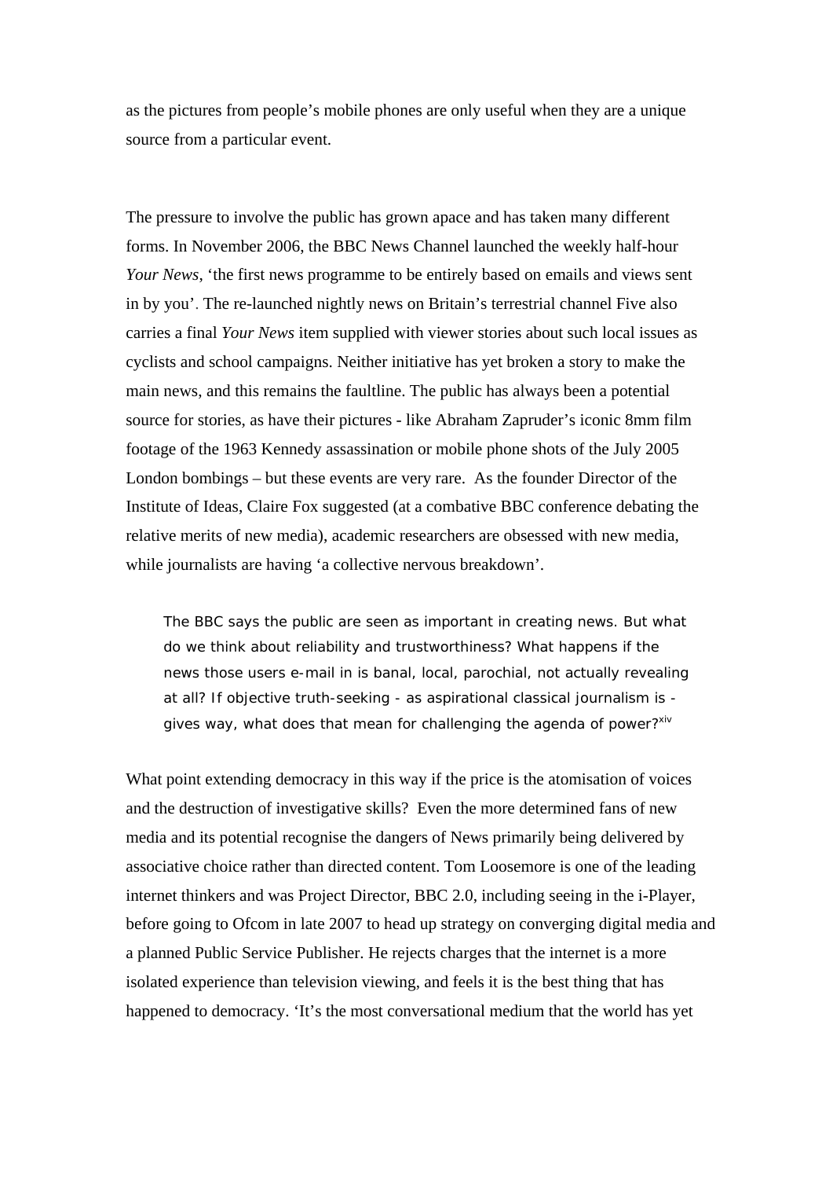as the pictures from people's mobile phones are only useful when they are a unique source from a particular event.

The pressure to involve the public has grown apace and has taken many different forms. In November 2006, the BBC News Channel launched the weekly half-hour *Your News*, 'the first news programme to be entirely based on emails and views sent in by you'. The re-launched nightly news on Britain's terrestrial channel Five also carries a final *Your News* item supplied with viewer stories about such local issues as cyclists and school campaigns. Neither initiative has yet broken a story to make the main news, and this remains the faultline. The public has always been a potential source for stories, as have their pictures - like Abraham Zapruder's iconic 8mm film footage of the 1963 Kennedy assassination or mobile phone shots of the July 2005 London bombings – but these events are very rare. As the founder Director of the Institute of Ideas, Claire Fox suggested (at a combative BBC conference debating the relative merits of new media), academic researchers are obsessed with new media, while journalists are having 'a collective nervous breakdown'.

> The BBC says the public are seen as important in creating news. But what do we think about reliability and trustworthiness? What happens if the news those users e-mail in is banal, local, parochial, not actually revealing at all? If objective truth-seeking - as aspirational classical journalism is - gives way, what does that mean for challenging the agenda of power?[xiv]

What point extending democracy in this way if the price is the atomisation of voices and the destruction of investigative skills? Even the more determined fans of new media and its potential recognise the dangers of News primarily being delivered by associative choice rather than directed content. Tom Loosemore is one of the leading internet thinkers and was Project Director, BBC 2.0, including seeing in the i-Player, before going to Ofcom in late 2007 to head up strategy on converging digital media and a planned Public Service Publisher. He rejects charges that the internet is a more isolated experience than television viewing, and feels it is the best thing that has happened to democracy. 'It's the most conversational medium that the world has yet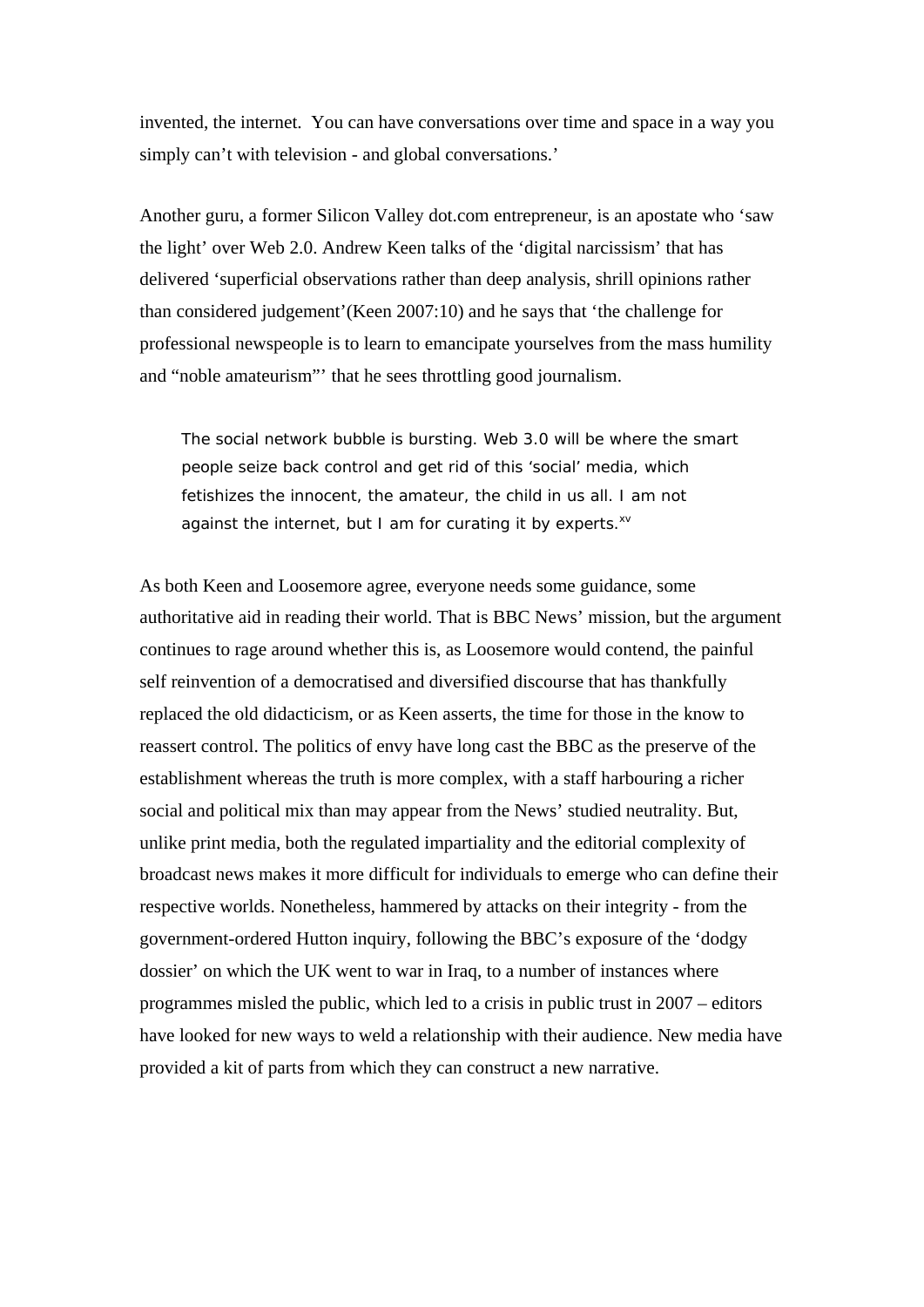invented, the internet.  You can have conversations over time and space in a way you simply can't with television - and global conversations.'

Another guru, a former Silicon Valley dot.com entrepreneur, is an apostate who 'saw the light' over Web 2.0. Andrew Keen talks of the 'digital narcissism' that has delivered 'superficial observations rather than deep analysis, shrill opinions rather than considered judgement'(Keen 2007:10) and he says that 'the challenge for professional newspeople is to learn to emancipate yourselves from the mass humility and "noble amateurism"' that he sees throttling good journalism.

> The social network bubble is bursting. Web 3.0 will be where the smart people seize back control and get rid of this 'social' media, which fetishizes the innocent, the amateur, the child in us all. I am not against the internet, but I am for curating it by experts.[xv]

As both Keen and Loosemore agree, everyone needs some guidance, some authoritative aid in reading their world. That is BBC News' mission, but the argument continues to rage around whether this is, as Loosemore would contend, the painful self reinvention of a democratised and diversified discourse that has thankfully replaced the old didacticism, or as Keen asserts, the time for those in the know to reassert control. The politics of envy have long cast the BBC as the preserve of the establishment whereas the truth is more complex, with a staff harbouring a richer social and political mix than may appear from the News' studied neutrality. But, unlike print media, both the regulated impartiality and the editorial complexity of broadcast news makes it more difficult for individuals to emerge who can define their respective worlds. Nonetheless, hammered by attacks on their integrity - from the government-ordered Hutton inquiry, following the BBC's exposure of the 'dodgy dossier' on which the UK went to war in Iraq, to a number of instances where programmes misled the public, which led to a crisis in public trust in 2007 – editors have looked for new ways to weld a relationship with their audience. New media have provided a kit of parts from which they can construct a new narrative.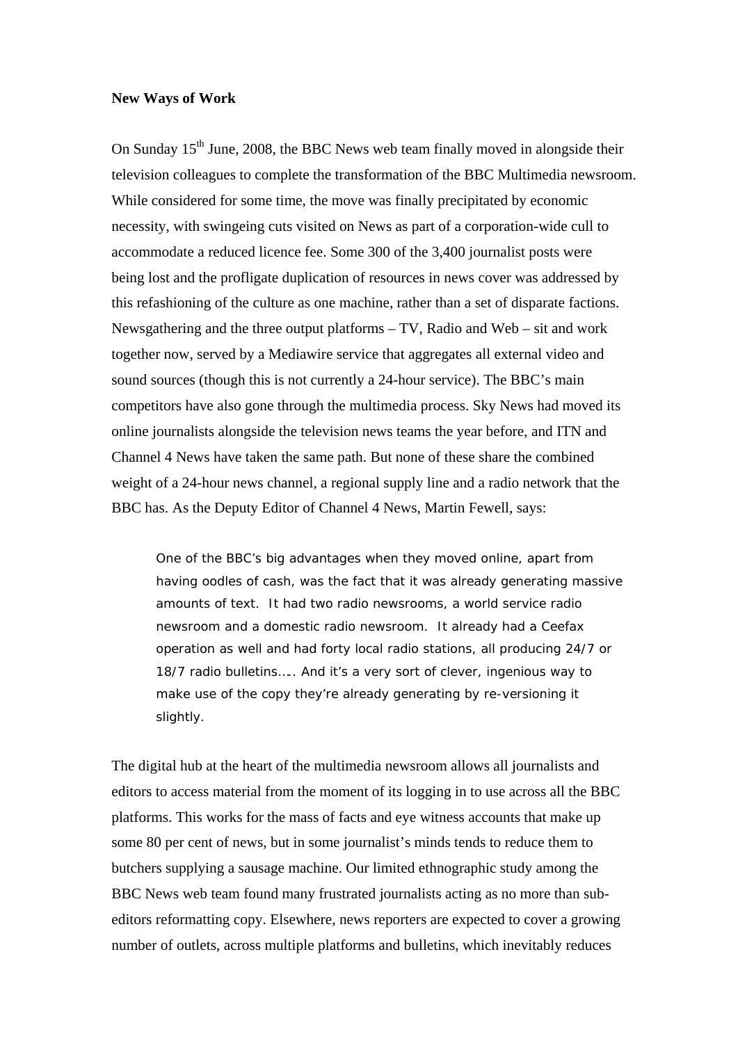**New Ways of Work**

On Sunday 15th June, 2008, the BBC News web team finally moved in alongside their television colleagues to complete the transformation of the BBC Multimedia newsroom. While considered for some time, the move was finally precipitated by economic necessity, with swingeing cuts visited on News as part of a corporation-wide cull to accommodate a reduced licence fee. Some 300 of the 3,400 journalist posts were being lost and the profligate duplication of resources in news cover was addressed by this refashioning of the culture as one machine, rather than a set of disparate factions. Newsgathering and the three output platforms – TV, Radio and Web – sit and work together now, served by a Mediawire service that aggregates all external video and sound sources (though this is not currently a 24-hour service). The BBC's main competitors have also gone through the multimedia process. Sky News had moved its online journalists alongside the television news teams the year before, and ITN and Channel 4 News have taken the same path. But none of these share the combined weight of a 24-hour news channel, a regional supply line and a radio network that the BBC has. As the Deputy Editor of Channel 4 News, Martin Fewell, says:

> One of the BBC's big advantages when they moved online, apart from having oodles of cash, was the fact that it was already generating massive amounts of text. It had two radio newsrooms, a world service radio newsroom and a domestic radio newsroom. It already had a Ceefax operation as well and had forty local radio stations, all producing 24/7 or 18/7 radio bulletins….. And it's a very sort of clever, ingenious way to make use of the copy they're already generating by re-versioning it slightly.

The digital hub at the heart of the multimedia newsroom allows all journalists and editors to access material from the moment of its logging in to use across all the BBC platforms. This works for the mass of facts and eye witness accounts that make up some 80 per cent of news, but in some journalist's minds tends to reduce them to butchers supplying a sausage machine. Our limited ethnographic study among the BBC News web team found many frustrated journalists acting as no more than sub-editors reformatting copy. Elsewhere, news reporters are expected to cover a growing number of outlets, across multiple platforms and bulletins, which inevitably reduces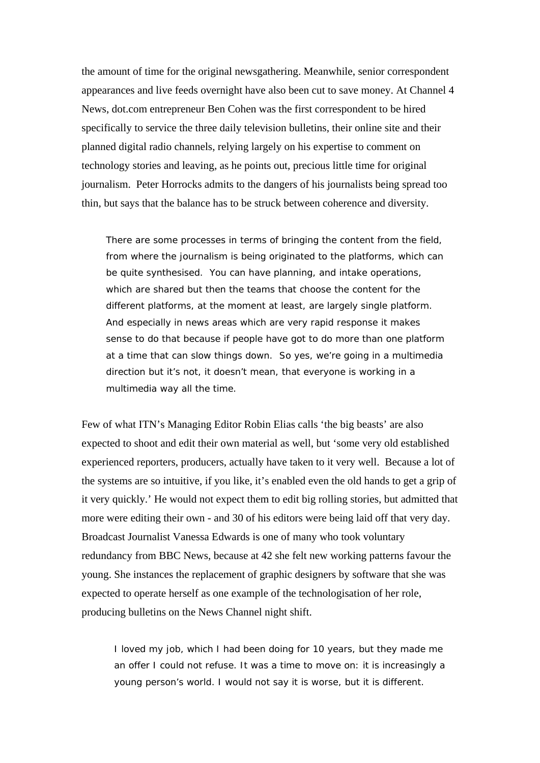the amount of time for the original newsgathering. Meanwhile, senior correspondent appearances and live feeds overnight have also been cut to save money. At Channel 4 News, dot.com entrepreneur Ben Cohen was the first correspondent to be hired specifically to service the three daily television bulletins, their online site and their planned digital radio channels, relying largely on his expertise to comment on technology stories and leaving, as he points out, precious little time for original journalism. Peter Horrocks admits to the dangers of his journalists being spread too thin, but says that the balance has to be struck between coherence and diversity.

> There are some processes in terms of bringing the content from the field, from where the journalism is being originated to the platforms, which can be quite synthesised. You can have planning, and intake operations, which are shared but then the teams that choose the content for the different platforms, at the moment at least, are largely single platform. And especially in news areas which are very rapid response it makes sense to do that because if people have got to do more than one platform at a time that can slow things down. So yes, we're going in a multimedia direction but it's not, it doesn't mean, that everyone is working in a multimedia way all the time.

Few of what ITN's Managing Editor Robin Elias calls 'the big beasts' are also expected to shoot and edit their own material as well, but 'some very old established experienced reporters, producers, actually have taken to it very well. Because a lot of the systems are so intuitive, if you like, it's enabled even the old hands to get a grip of it very quickly.' He would not expect them to edit big rolling stories, but admitted that more were editing their own - and 30 of his editors were being laid off that very day. Broadcast Journalist Vanessa Edwards is one of many who took voluntary redundancy from BBC News, because at 42 she felt new working patterns favour the young. She instances the replacement of graphic designers by software that she was expected to operate herself as one example of the technologisation of her role, producing bulletins on the News Channel night shift.

> I loved my job, which I had been doing for 10 years, but they made me an offer I could not refuse. It was a time to move on: it is increasingly a young person's world. I would not say it is worse, but it is different.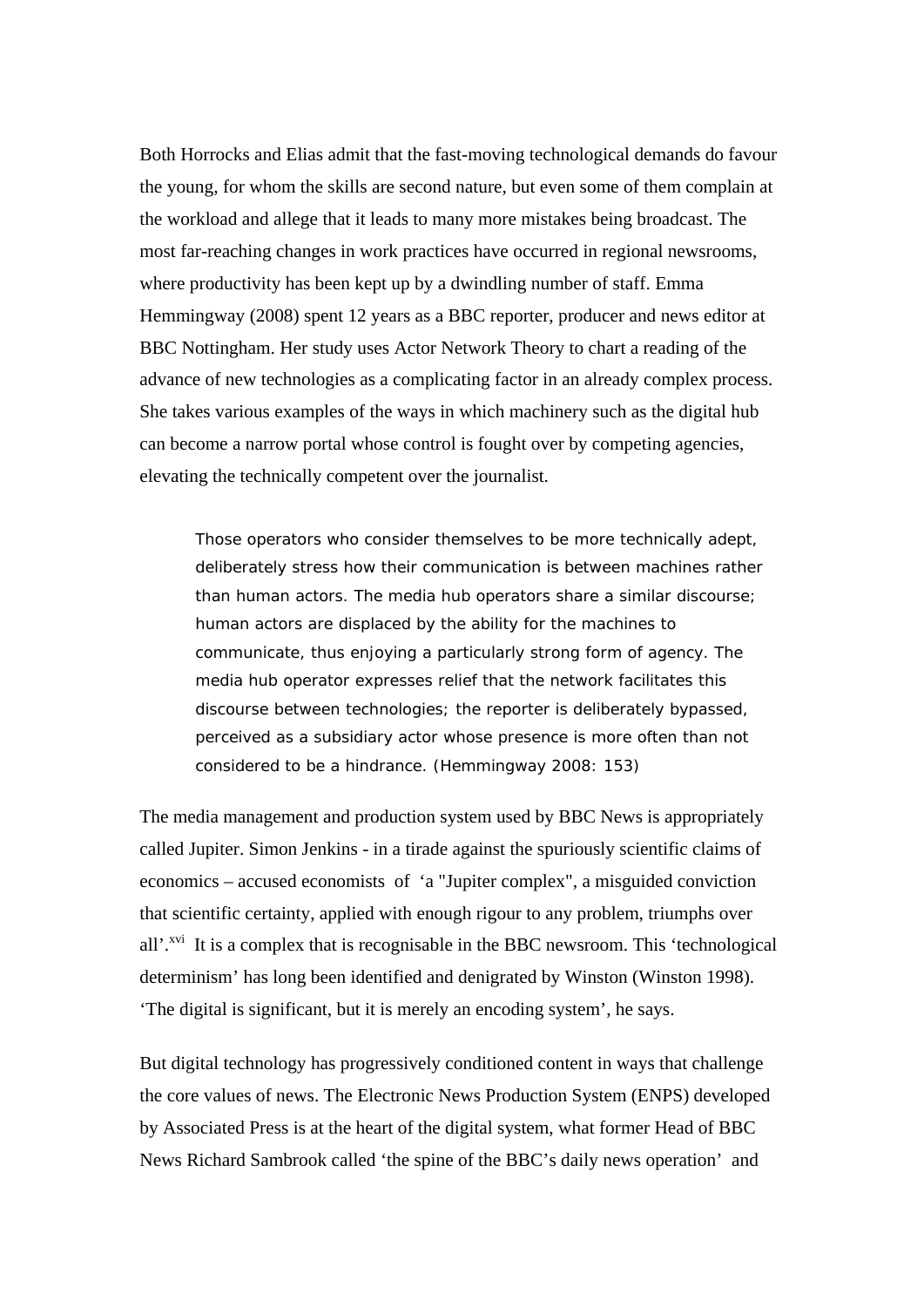Both Horrocks and Elias admit that the fast-moving technological demands do favour the young, for whom the skills are second nature, but even some of them complain at the workload and allege that it leads to many more mistakes being broadcast. The most far-reaching changes in work practices have occurred in regional newsrooms, where productivity has been kept up by a dwindling number of staff. Emma Hemmingway (2008) spent 12 years as a BBC reporter, producer and news editor at BBC Nottingham. Her study uses Actor Network Theory to chart a reading of the advance of new technologies as a complicating factor in an already complex process. She takes various examples of the ways in which machinery such as the digital hub can become a narrow portal whose control is fought over by competing agencies, elevating the technically competent over the journalist.

> Those operators who consider themselves to be more technically adept, deliberately stress how their communication is between machines rather than human actors. The media hub operators share a similar discourse; human actors are displaced by the ability for the machines to communicate, thus enjoying a particularly strong form of agency. The media hub operator expresses relief that the network facilitates this discourse between technologies; the reporter is deliberately bypassed, perceived as a subsidiary actor whose presence is more often than not considered to be a hindrance. (Hemmingway 2008: 153)

The media management and production system used by BBC News is appropriately called Jupiter. Simon Jenkins - in a tirade against the spuriously scientific claims of economics – accused economists of 'a "Jupiter complex", a misguided conviction that scientific certainty, applied with enough rigour to any problem, triumphs over all'.[xvi] It is a complex that is recognisable in the BBC newsroom. This 'technological determinism' has long been identified and denigrated by Winston (Winston 1998). 'The digital is significant, but it is merely an encoding system', he says.

But digital technology has progressively conditioned content in ways that challenge the core values of news. The Electronic News Production System (ENPS) developed by Associated Press is at the heart of the digital system, what former Head of BBC News Richard Sambrook called 'the spine of the BBC's daily news operation' and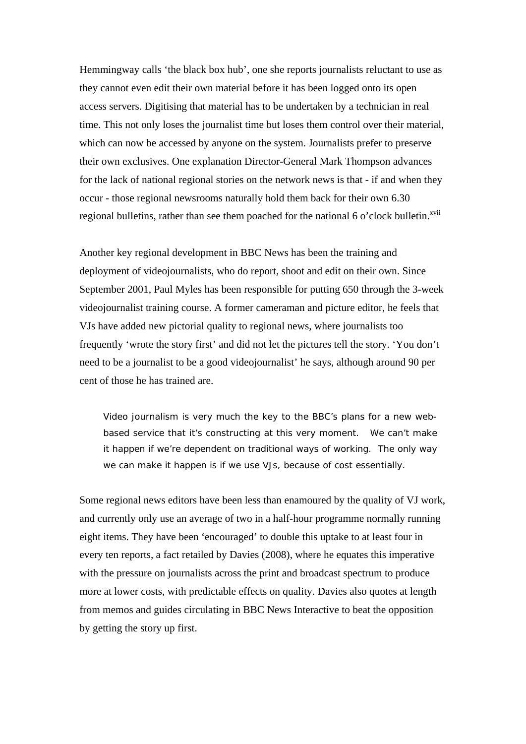Hemmingway calls 'the black box hub', one she reports journalists reluctant to use as they cannot even edit their own material before it has been logged onto its open access servers. Digitising that material has to be undertaken by a technician in real time. This not only loses the journalist time but loses them control over their material, which can now be accessed by anyone on the system. Journalists prefer to preserve their own exclusives. One explanation Director-General Mark Thompson advances for the lack of national regional stories on the network news is that - if and when they occur - those regional newsrooms naturally hold them back for their own 6.30 regional bulletins, rather than see them poached for the national 6 o'clock bulletin.[xvii]

Another key regional development in BBC News has been the training and deployment of videojournalists, who do report, shoot and edit on their own. Since September 2001, Paul Myles has been responsible for putting 650 through the 3-week videojournalist training course. A former cameraman and picture editor, he feels that VJs have added new pictorial quality to regional news, where journalists too frequently 'wrote the story first' and did not let the pictures tell the story. 'You don't need to be a journalist to be a good videojournalist' he says, although around 90 per cent of those he has trained are.

> Video journalism is very much the key to the BBC's plans for a new web-based service that it's constructing at this very moment. We can't make it happen if we're dependent on traditional ways of working. The only way we can make it happen is if we use VJs, because of cost essentially.

Some regional news editors have been less than enamoured by the quality of VJ work, and currently only use an average of two in a half-hour programme normally running eight items. They have been 'encouraged' to double this uptake to at least four in every ten reports, a fact retailed by Davies (2008), where he equates this imperative with the pressure on journalists across the print and broadcast spectrum to produce more at lower costs, with predictable effects on quality. Davies also quotes at length from memos and guides circulating in BBC News Interactive to beat the opposition by getting the story up first.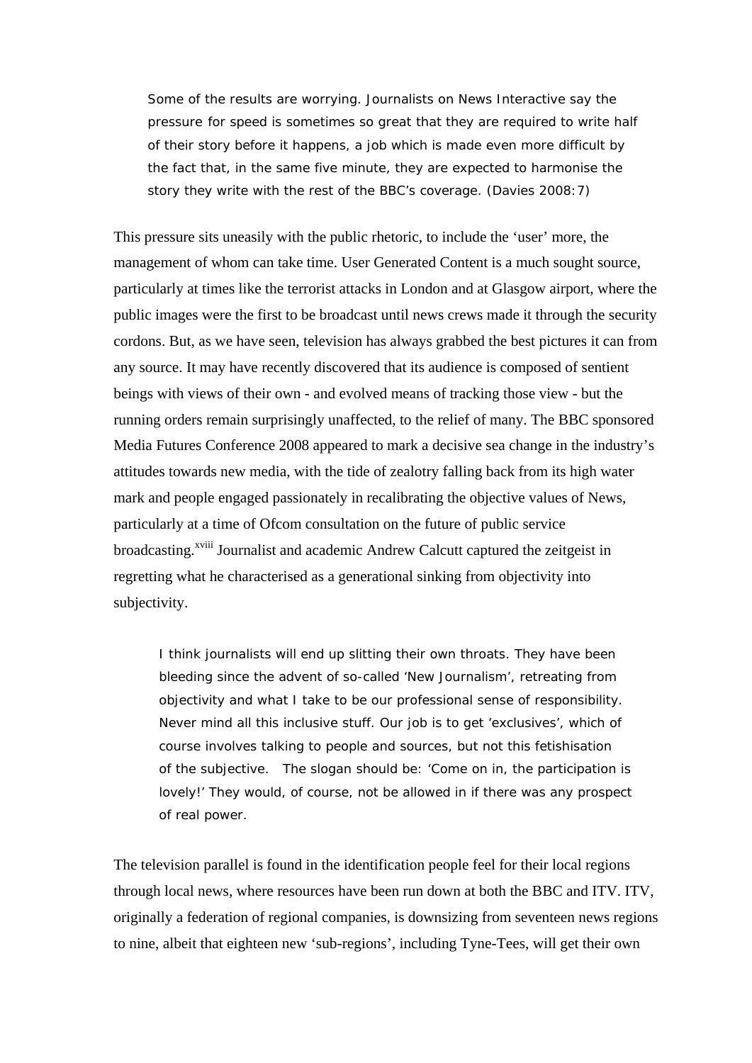> Some of the results are worrying. Journalists on News Interactive say the pressure for speed is sometimes so great that they are required to write half of their story before it happens, a job which is made even more difficult by the fact that, in the same five minute, they are expected to harmonise the story they write with the rest of the BBC's coverage. (Davies 2008:7)

This pressure sits uneasily with the public rhetoric, to include the 'user' more, the management of whom can take time. User Generated Content is a much sought source, particularly at times like the terrorist attacks in London and at Glasgow airport, where the public images were the first to be broadcast until news crews made it through the security cordons. But, as we have seen, television has always grabbed the best pictures it can from any source. It may have recently discovered that its audience is composed of sentient beings with views of their own - and evolved means of tracking those view - but the running orders remain surprisingly unaffected, to the relief of many. The BBC sponsored Media Futures Conference 2008 appeared to mark a decisive sea change in the industry's attitudes towards new media, with the tide of zealotry falling back from its high water mark and people engaged passionately in recalibrating the objective values of News, particularly at a time of Ofcom consultation on the future of public service broadcasting.[xviii] Journalist and academic Andrew Calcutt captured the zeitgeist in regretting what he characterised as a generational sinking from objectivity into subjectivity.

> I think journalists will end up slitting their own throats. They have been bleeding since the advent of so-called 'New Journalism', retreating from objectivity and what I take to be our professional sense of responsibility. Never mind all this inclusive stuff. Our job is to get 'exclusives', which of course involves talking to people and sources, but not this fetishisation of the subjective. The slogan should be: 'Come on in, the participation is lovely!' They would, of course, not be allowed in if there was any prospect of real power.

The television parallel is found in the identification people feel for their local regions through local news, where resources have been run down at both the BBC and ITV. ITV, originally a federation of regional companies, is downsizing from seventeen news regions to nine, albeit that eighteen new 'sub-regions', including Tyne-Tees, will get their own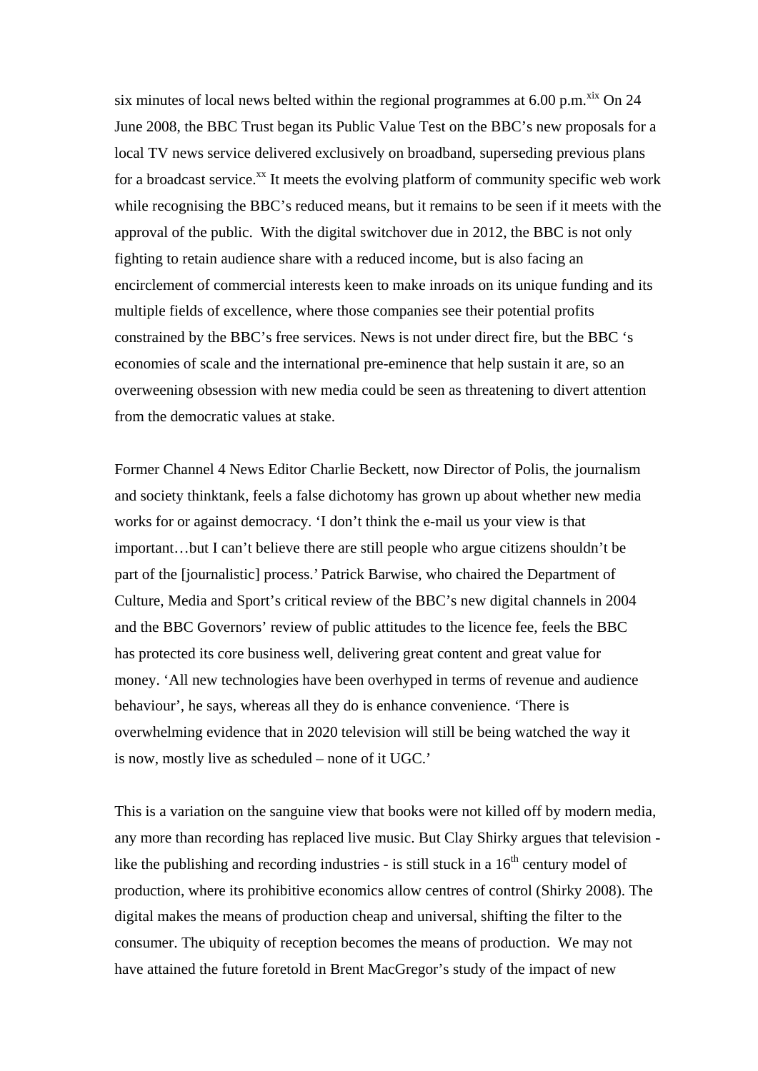six minutes of local news belted within the regional programmes at 6.00 p.m.[xix] On 24 June 2008, the BBC Trust began its Public Value Test on the BBC's new proposals for a local TV news service delivered exclusively on broadband, superseding previous plans for a broadcast service.[xx] It meets the evolving platform of community specific web work while recognising the BBC's reduced means, but it remains to be seen if it meets with the approval of the public. With the digital switchover due in 2012, the BBC is not only fighting to retain audience share with a reduced income, but is also facing an encirclement of commercial interests keen to make inroads on its unique funding and its multiple fields of excellence, where those companies see their potential profits constrained by the BBC's free services. News is not under direct fire, but the BBC 's economies of scale and the international pre-eminence that help sustain it are, so an overweening obsession with new media could be seen as threatening to divert attention from the democratic values at stake.

Former Channel 4 News Editor Charlie Beckett, now Director of Polis, the journalism and society thinktank, feels a false dichotomy has grown up about whether new media works for or against democracy. 'I don't think the e-mail us your view is that important…but I can't believe there are still people who argue citizens shouldn't be part of the [journalistic] process.' Patrick Barwise, who chaired the Department of Culture, Media and Sport's critical review of the BBC's new digital channels in 2004 and the BBC Governors' review of public attitudes to the licence fee, feels the BBC has protected its core business well, delivering great content and great value for money. 'All new technologies have been overhyped in terms of revenue and audience behaviour', he says, whereas all they do is enhance convenience. 'There is overwhelming evidence that in 2020 television will still be being watched the way it is now, mostly live as scheduled – none of it UGC.'

This is a variation on the sanguine view that books were not killed off by modern media, any more than recording has replaced live music. But Clay Shirky argues that television - like the publishing and recording industries - is still stuck in a 16th century model of production, where its prohibitive economics allow centres of control (Shirky 2008). The digital makes the means of production cheap and universal, shifting the filter to the consumer. The ubiquity of reception becomes the means of production. We may not have attained the future foretold in Brent MacGregor's study of the impact of new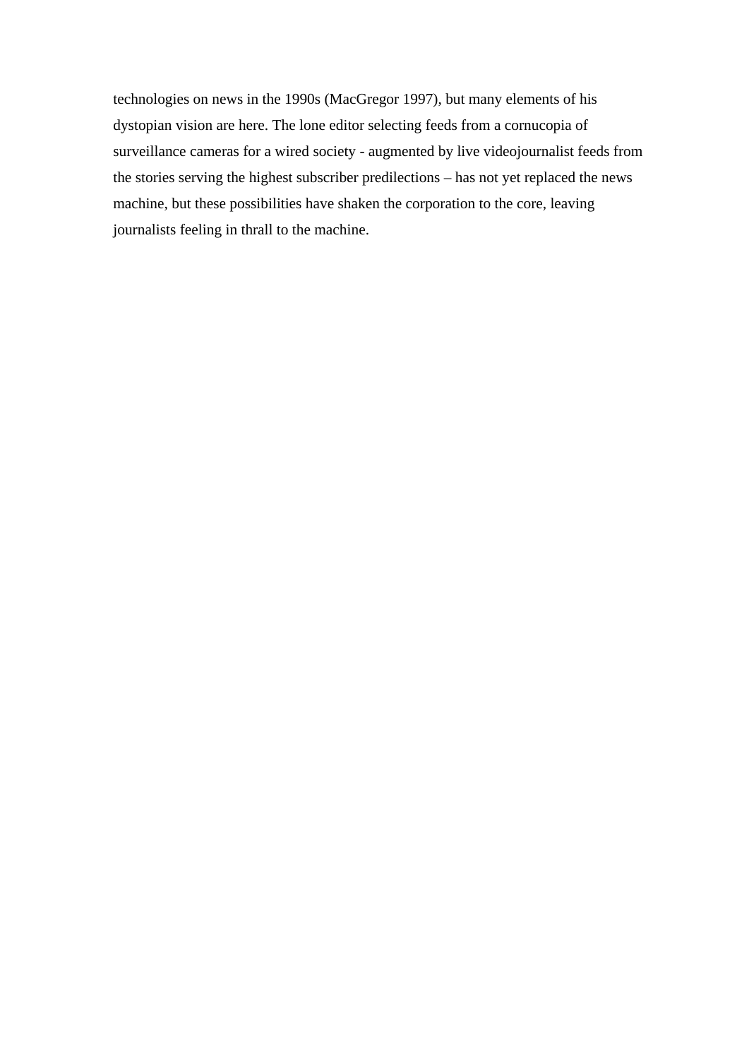technologies on news in the 1990s (MacGregor 1997), but many elements of his dystopian vision are here. The lone editor selecting feeds from a cornucopia of surveillance cameras for a wired society - augmented by live videojournalist feeds from the stories serving the highest subscriber predilections – has not yet replaced the news machine, but these possibilities have shaken the corporation to the core, leaving journalists feeling in thrall to the machine.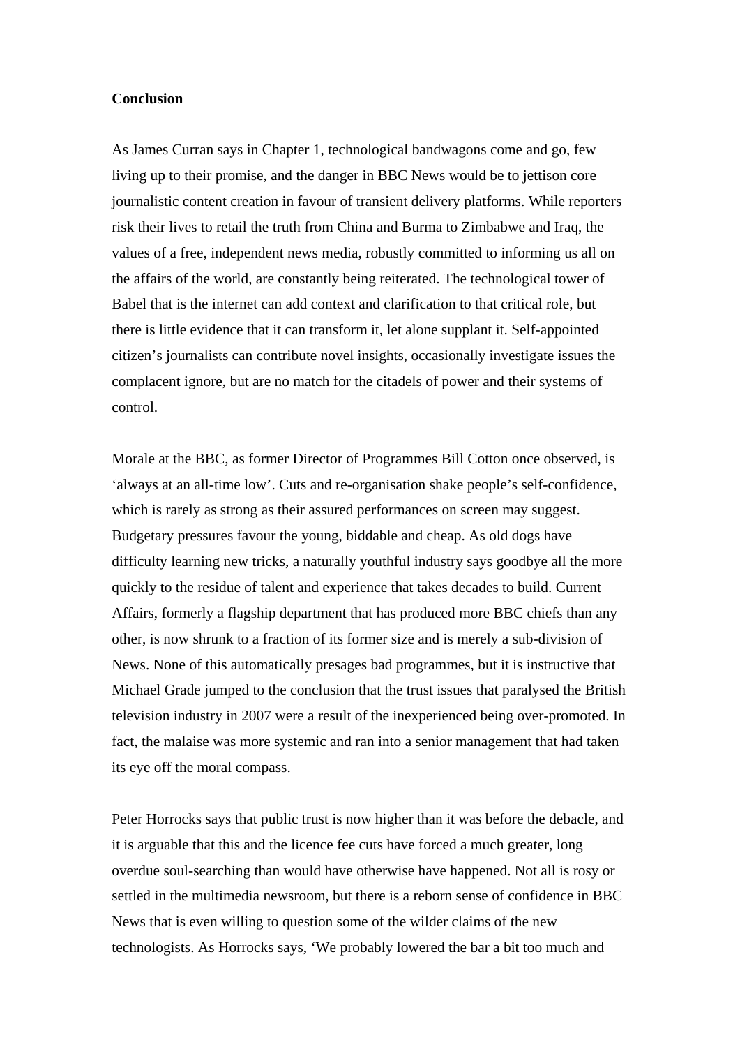**Conclusion**

As James Curran says in Chapter 1, technological bandwagons come and go, few living up to their promise, and the danger in BBC News would be to jettison core journalistic content creation in favour of transient delivery platforms. While reporters risk their lives to retail the truth from China and Burma to Zimbabwe and Iraq, the values of a free, independent news media, robustly committed to informing us all on the affairs of the world, are constantly being reiterated. The technological tower of Babel that is the internet can add context and clarification to that critical role, but there is little evidence that it can transform it, let alone supplant it. Self-appointed citizen's journalists can contribute novel insights, occasionally investigate issues the complacent ignore, but are no match for the citadels of power and their systems of control.

Morale at the BBC, as former Director of Programmes Bill Cotton once observed, is 'always at an all-time low'. Cuts and re-organisation shake people's self-confidence, which is rarely as strong as their assured performances on screen may suggest. Budgetary pressures favour the young, biddable and cheap. As old dogs have difficulty learning new tricks, a naturally youthful industry says goodbye all the more quickly to the residue of talent and experience that takes decades to build. Current Affairs, formerly a flagship department that has produced more BBC chiefs than any other, is now shrunk to a fraction of its former size and is merely a sub-division of News. None of this automatically presages bad programmes, but it is instructive that Michael Grade jumped to the conclusion that the trust issues that paralysed the British television industry in 2007 were a result of the inexperienced being over-promoted. In fact, the malaise was more systemic and ran into a senior management that had taken its eye off the moral compass.

Peter Horrocks says that public trust is now higher than it was before the debacle, and it is arguable that this and the licence fee cuts have forced a much greater, long overdue soul-searching than would have otherwise have happened. Not all is rosy or settled in the multimedia newsroom, but there is a reborn sense of confidence in BBC News that is even willing to question some of the wilder claims of the new technologists. As Horrocks says, 'We probably lowered the bar a bit too much and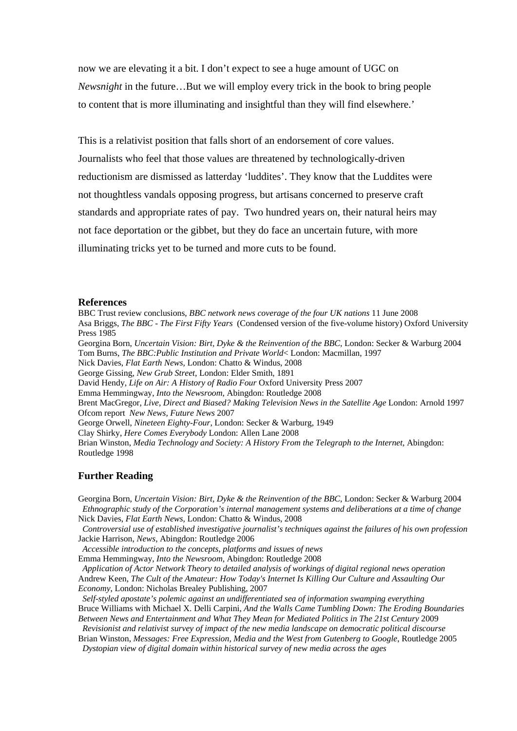now we are elevating it a bit. I don't expect to see a huge amount of UGC on *Newsnight* in the future…But we will employ every trick in the book to bring people to content that is more illuminating and insightful than they will find elsewhere.'

This is a relativist position that falls short of an endorsement of core values. Journalists who feel that those values are threatened by technologically-driven reductionism are dismissed as latterday 'luddites'. They know that the Luddites were not thoughtless vandals opposing progress, but artisans concerned to preserve craft standards and appropriate rates of pay. Two hundred years on, their natural heirs may not face deportation or the gibbet, but they do face an uncertain future, with more illuminating tricks yet to be turned and more cuts to be found.

### References

BBC Trust review conclusions, *BBC network news coverage of the four UK nations* 11 June 2008
Asa Briggs, *The BBC - The First Fifty Years* (Condensed version of the five-volume history) Oxford University Press 1985
Georgina Born, *Uncertain Vision: Birt, Dyke & the Reinvention of the BBC*, London: Secker & Warburg 2004
Tom Burns, *The BBC:Public Institution and Private World*< London: Macmillan, 1997
Nick Davies, *Flat Earth News*, London: Chatto & Windus, 2008
George Gissing, *New Grub Street*, London: Elder Smith, 1891
David Hendy, *Life on Air: A History of Radio Four* Oxford University Press 2007
Emma Hemmingway, *Into the Newsroom*, Abingdon: Routledge 2008
Brent MacGregor, *Live, Direct and Biased? Making Television News in the Satellite Age* London: Arnold 1997
Ofcom report *New News, Future News* 2007
George Orwell, *Nineteen Eighty-Four*, London: Secker & Warburg, 1949
Clay Shirky, *Here Comes Everybody* London: Allen Lane 2008
Brian Winston, *Media Technology and Society: A History From the Telegraph to the Internet*, Abingdon: Routledge 1998

### Further Reading

Georgina Born, *Uncertain Vision: Birt, Dyke & the Reinvention of the BBC*, London: Secker & Warburg 2004
*Ethnographic study of the Corporation's internal management systems and deliberations at a time of change*
Nick Davies, *Flat Earth News*, London: Chatto & Windus, 2008
*Controversial use of established investigative journalist's techniques against the failures of his own profession*
Jackie Harrison, *News*, Abingdon: Routledge 2006
*Accessible introduction to the concepts, platforms and issues of news*
Emma Hemmingway, *Into the Newsroom*, Abingdon: Routledge 2008
*Application of Actor Network Theory to detailed analysis of workings of digital regional news operation*
Andrew Keen, *The Cult of the Amateur: How Today's Internet Is Killing Our Culture and Assaulting Our Economy*, London: Nicholas Brealey Publishing, 2007
*Self-styled apostate's polemic against an undifferentiated sea of information swamping everything*
Bruce Williams with Michael X. Delli Carpini, *And the Walls Came Tumbling Down: The Eroding Boundaries Between News and Entertainment and What They Mean for Mediated Politics in The 21st Century* 2009
*Revisionist and relativist survey of impact of the new media landscape on democratic political discourse*
Brian Winston, *Messages: Free Expression, Media and the West from Gutenberg to Google*, Routledge 2005
*Dystopian view of digital domain within historical survey of new media across the ages*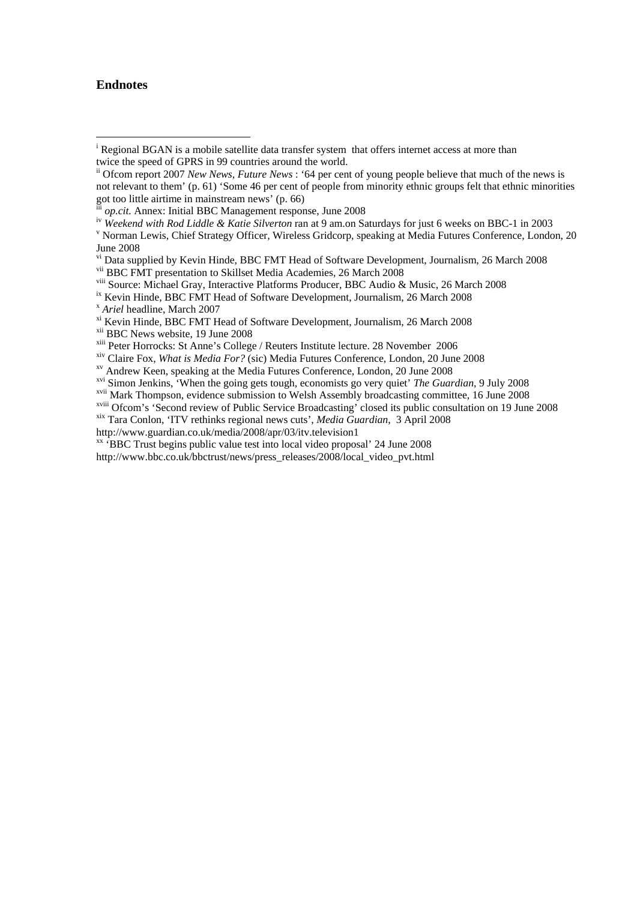**Endnotes**

---

[i] Regional BGAN is a mobile satellite data transfer system that offers internet access at more than twice the speed of GPRS in 99 countries around the world.

[ii] Ofcom report 2007 *New News, Future News* : '64 per cent of young people believe that much of the news is not relevant to them' (p. 61) 'Some 46 per cent of people from minority ethnic groups felt that ethnic minorities got too little airtime in mainstream news' (p. 66)

[iii] *op.cit.* Annex: Initial BBC Management response, June 2008

[iv] *Weekend with Rod Liddle & Katie Silverton* ran at 9 am.on Saturdays for just 6 weeks on BBC-1 in 2003

[v] Norman Lewis, Chief Strategy Officer, Wireless Gridcorp, speaking at Media Futures Conference, London, 20 June 2008

[vi] Data supplied by Kevin Hinde, BBC FMT Head of Software Development, Journalism, 26 March 2008

[vii] BBC FMT presentation to Skillset Media Academies, 26 March 2008

[viii] Source: Michael Gray, Interactive Platforms Producer, BBC Audio & Music, 26 March 2008

[ix] Kevin Hinde, BBC FMT Head of Software Development, Journalism, 26 March 2008

[x] *Ariel* headline, March 2007

[xi] Kevin Hinde, BBC FMT Head of Software Development, Journalism, 26 March 2008

[xii] BBC News website, 19 June 2008

[xiii] Peter Horrocks: St Anne's College / Reuters Institute lecture. 28 November 2006

[xiv] Claire Fox, *What is Media For?* (sic) Media Futures Conference, London, 20 June 2008

[xv] Andrew Keen, speaking at the Media Futures Conference, London, 20 June 2008

[xvi] Simon Jenkins, 'When the going gets tough, economists go very quiet' *The Guardian*, 9 July 2008

[xvii] Mark Thompson, evidence submission to Welsh Assembly broadcasting committee, 16 June 2008

[xviii] Ofcom's 'Second review of Public Service Broadcasting' closed its public consultation on 19 June 2008

[xix] Tara Conlon, 'ITV rethinks regional news cuts', *Media Guardian*, 3 April 2008 http://www.guardian.co.uk/media/2008/apr/03/itv.television1

[xx] 'BBC Trust begins public value test into local video proposal' 24 June 2008 http://www.bbc.co.uk/bbctrust/news/press_releases/2008/local_video_pvt.html